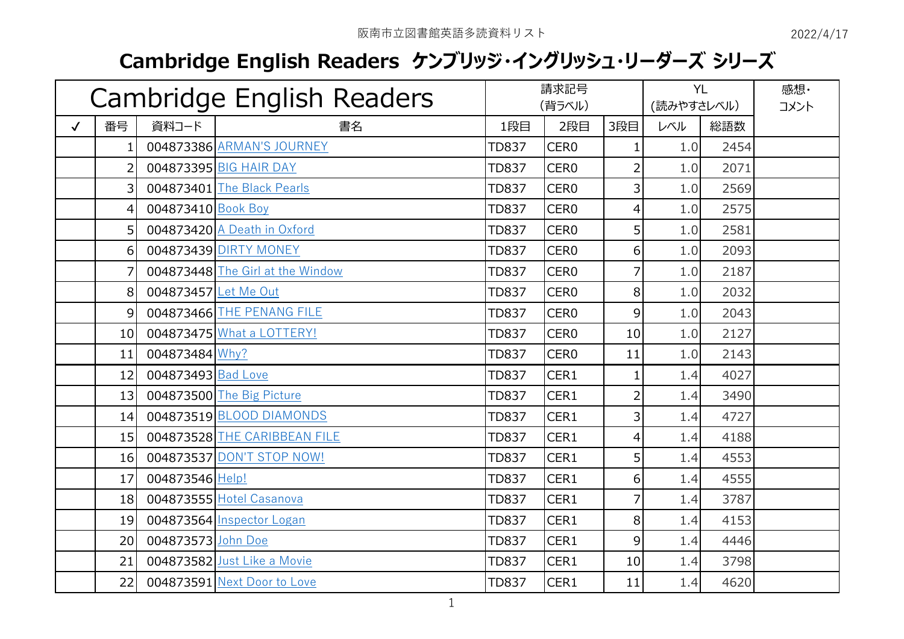阪南市立図書館英語多読資料リスト

2022/4/17

# Cambridge English Readers ケンブリッジ・イングリッシュ・リーダーズ シリーズ

| Cambridge English Readers | | | | 請求記号 (背ラベル) | | | YL (読みやすさレベル) | | 感想・コメント |
|---|---|---|---|---|---|---|---|---|---|
| ✓ | 番号 | 資料コード | 書名 | 1段目 | 2段目 | 3段目 | レベル | 総語数 | |
| | 1 | 004873386 | ARMAN'S JOURNEY | TD837 | CER0 | 1 | 1.0 | 2454 | |
| | 2 | 004873395 | BIG HAIR DAY | TD837 | CER0 | 2 | 1.0 | 2071 | |
| | 3 | 004873401 | The Black Pearls | TD837 | CER0 | 3 | 1.0 | 2569 | |
| | 4 | 004873410 | Book Boy | TD837 | CER0 | 4 | 1.0 | 2575 | |
| | 5 | 004873420 | A Death in Oxford | TD837 | CER0 | 5 | 1.0 | 2581 | |
| | 6 | 004873439 | DIRTY MONEY | TD837 | CER0 | 6 | 1.0 | 2093 | |
| | 7 | 004873448 | The Girl at the Window | TD837 | CER0 | 7 | 1.0 | 2187 | |
| | 8 | 004873457 | Let Me Out | TD837 | CER0 | 8 | 1.0 | 2032 | |
| | 9 | 004873466 | THE PENANG FILE | TD837 | CER0 | 9 | 1.0 | 2043 | |
| | 10 | 004873475 | What a LOTTERY! | TD837 | CER0 | 10 | 1.0 | 2127 | |
| | 11 | 004873484 | Why? | TD837 | CER0 | 11 | 1.0 | 2143 | |
| | 12 | 004873493 | Bad Love | TD837 | CER1 | 1 | 1.4 | 4027 | |
| | 13 | 004873500 | The Big Picture | TD837 | CER1 | 2 | 1.4 | 3490 | |
| | 14 | 004873519 | BLOOD DIAMONDS | TD837 | CER1 | 3 | 1.4 | 4727 | |
| | 15 | 004873528 | THE CARIBBEAN FILE | TD837 | CER1 | 4 | 1.4 | 4188 | |
| | 16 | 004873537 | DON'T STOP NOW! | TD837 | CER1 | 5 | 1.4 | 4553 | |
| | 17 | 004873546 | Help! | TD837 | CER1 | 6 | 1.4 | 4555 | |
| | 18 | 004873555 | Hotel Casanova | TD837 | CER1 | 7 | 1.4 | 3787 | |
| | 19 | 004873564 | Inspector Logan | TD837 | CER1 | 8 | 1.4 | 4153 | |
| | 20 | 004873573 | John Doe | TD837 | CER1 | 9 | 1.4 | 4446 | |
| | 21 | 004873582 | Just Like a Movie | TD837 | CER1 | 10 | 1.4 | 3798 | |
| | 22 | 004873591 | Next Door to Love | TD837 | CER1 | 11 | 1.4 | 4620 | |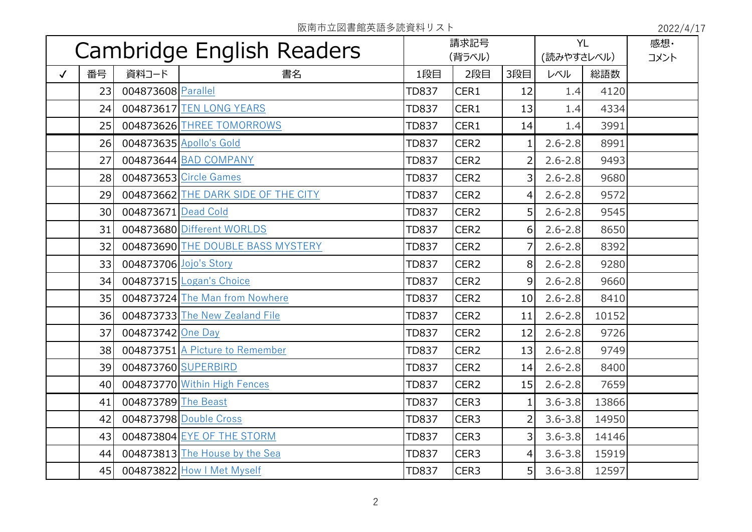阪南市立図書館英語多読資料リスト

2022/4/17

| Cambridge English Readers | | | | 請求記号（背ラベル） | | | YL（読みやすさレベル） | | 感想・コメント |
|---|---|---|---|---|---|---|---|---|---|
| ✓ | 番号 | 資料コード | 書名 | 1段目 | 2段目 | 3段目 | レベル | 総語数 | |
| | 23 | 004873608 | Parallel | TD837 | CER1 | 12 | 1.4 | 4120 | |
| | 24 | 004873617 | TEN LONG YEARS | TD837 | CER1 | 13 | 1.4 | 4334 | |
| | 25 | 004873626 | THREE TOMORROWS | TD837 | CER1 | 14 | 1.4 | 3991 | |
| | 26 | 004873635 | Apollo's Gold | TD837 | CER2 | 1 | 2.6-2.8 | 8991 | |
| | 27 | 004873644 | BAD COMPANY | TD837 | CER2 | 2 | 2.6-2.8 | 9493 | |
| | 28 | 004873653 | Circle Games | TD837 | CER2 | 3 | 2.6-2.8 | 9680 | |
| | 29 | 004873662 | THE DARK SIDE OF THE CITY | TD837 | CER2 | 4 | 2.6-2.8 | 9572 | |
| | 30 | 004873671 | Dead Cold | TD837 | CER2 | 5 | 2.6-2.8 | 9545 | |
| | 31 | 004873680 | Different WORLDS | TD837 | CER2 | 6 | 2.6-2.8 | 8650 | |
| | 32 | 004873690 | THE DOUBLE BASS MYSTERY | TD837 | CER2 | 7 | 2.6-2.8 | 8392 | |
| | 33 | 004873706 | Jojo's Story | TD837 | CER2 | 8 | 2.6-2.8 | 9280 | |
| | 34 | 004873715 | Logan's Choice | TD837 | CER2 | 9 | 2.6-2.8 | 9660 | |
| | 35 | 004873724 | The Man from Nowhere | TD837 | CER2 | 10 | 2.6-2.8 | 8410 | |
| | 36 | 004873733 | The New Zealand File | TD837 | CER2 | 11 | 2.6-2.8 | 10152 | |
| | 37 | 004873742 | One Day | TD837 | CER2 | 12 | 2.6-2.8 | 9726 | |
| | 38 | 004873751 | A Picture to Remember | TD837 | CER2 | 13 | 2.6-2.8 | 9749 | |
| | 39 | 004873760 | SUPERBIRD | TD837 | CER2 | 14 | 2.6-2.8 | 8400 | |
| | 40 | 004873770 | Within High Fences | TD837 | CER2 | 15 | 2.6-2.8 | 7659 | |
| | 41 | 004873789 | The Beast | TD837 | CER3 | 1 | 3.6-3.8 | 13866 | |
| | 42 | 004873798 | Double Cross | TD837 | CER3 | 2 | 3.6-3.8 | 14950 | |
| | 43 | 004873804 | EYE OF THE STORM | TD837 | CER3 | 3 | 3.6-3.8 | 14146 | |
| | 44 | 004873813 | The House by the Sea | TD837 | CER3 | 4 | 3.6-3.8 | 15919 | |
| | 45 | 004873822 | How I Met Myself | TD837 | CER3 | 5 | 3.6-3.8 | 12597 | |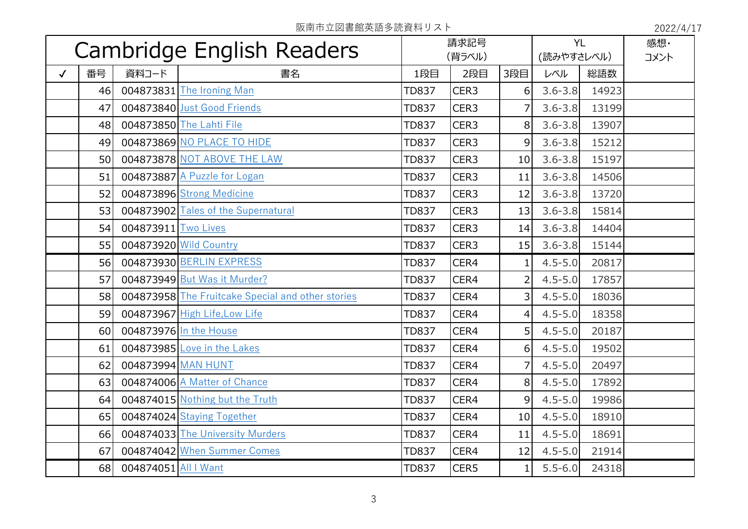阪南市立図書館英語多読資料リスト

2022/4/17

| Cambridge English Readers | | | | 請求記号（背ラベル） | | | YL（読みやすさレベル） | | 感想・コメント |
|---|---|---|---|---|---|---|---|---|---|
| ✓ | 番号 | 資料コード | 書名 | 1段目 | 2段目 | 3段目 | レベル | 総語数 | |
| | 46 | 004873831 | The Ironing Man | TD837 | CER3 | 6 | 3.6-3.8 | 14923 | |
| | 47 | 004873840 | Just Good Friends | TD837 | CER3 | 7 | 3.6-3.8 | 13199 | |
| | 48 | 004873850 | The Lahti File | TD837 | CER3 | 8 | 3.6-3.8 | 13907 | |
| | 49 | 004873869 | NO PLACE TO HIDE | TD837 | CER3 | 9 | 3.6-3.8 | 15212 | |
| | 50 | 004873878 | NOT ABOVE THE LAW | TD837 | CER3 | 10 | 3.6-3.8 | 15197 | |
| | 51 | 004873887 | A Puzzle for Logan | TD837 | CER3 | 11 | 3.6-3.8 | 14506 | |
| | 52 | 004873896 | Strong Medicine | TD837 | CER3 | 12 | 3.6-3.8 | 13720 | |
| | 53 | 004873902 | Tales of the Supernatural | TD837 | CER3 | 13 | 3.6-3.8 | 15814 | |
| | 54 | 004873911 | Two Lives | TD837 | CER3 | 14 | 3.6-3.8 | 14404 | |
| | 55 | 004873920 | Wild Country | TD837 | CER3 | 15 | 3.6-3.8 | 15144 | |
| | 56 | 004873930 | BERLIN EXPRESS | TD837 | CER4 | 1 | 4.5-5.0 | 20817 | |
| | 57 | 004873949 | But Was it Murder? | TD837 | CER4 | 2 | 4.5-5.0 | 17857 | |
| | 58 | 004873958 | The Fruitcake Special and other stories | TD837 | CER4 | 3 | 4.5-5.0 | 18036 | |
| | 59 | 004873967 | High Life,Low Life | TD837 | CER4 | 4 | 4.5-5.0 | 18358 | |
| | 60 | 004873976 | In the House | TD837 | CER4 | 5 | 4.5-5.0 | 20187 | |
| | 61 | 004873985 | Love in the Lakes | TD837 | CER4 | 6 | 4.5-5.0 | 19502 | |
| | 62 | 004873994 | MAN HUNT | TD837 | CER4 | 7 | 4.5-5.0 | 20497 | |
| | 63 | 004874006 | A Matter of Chance | TD837 | CER4 | 8 | 4.5-5.0 | 17892 | |
| | 64 | 004874015 | Nothing but the Truth | TD837 | CER4 | 9 | 4.5-5.0 | 19986 | |
| | 65 | 004874024 | Staying Together | TD837 | CER4 | 10 | 4.5-5.0 | 18910 | |
| | 66 | 004874033 | The University Murders | TD837 | CER4 | 11 | 4.5-5.0 | 18691 | |
| | 67 | 004874042 | When Summer Comes | TD837 | CER4 | 12 | 4.5-5.0 | 21914 | |
| | 68 | 004874051 | All I Want | TD837 | CER5 | 1 | 5.5-6.0 | 24318 | |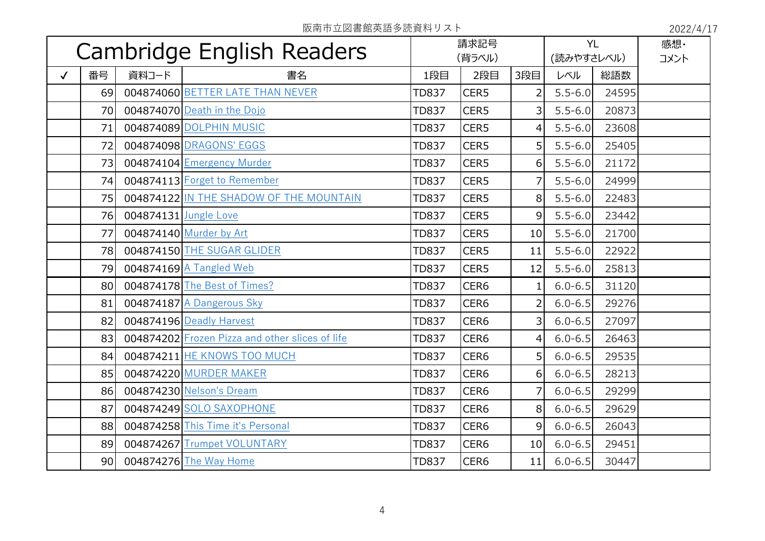阪南市立図書館英語多読資料リスト

2022/4/17

| Cambridge English Readers | | | | 請求記号(背ラベル) | | | YL(読みやすさレベル) | | 感想・コメント |
|---|---|---|---|---|---|---|---|---|---|
| ✓ | 番号 | 資料コード | 書名 | 1段目 | 2段目 | 3段目 | レベル | 総語数 | |
| | 69 | 004874060 | BETTER LATE THAN NEVER | TD837 | CER5 | 2 | 5.5-6.0 | 24595 | |
| | 70 | 004874070 | Death in the Dojo | TD837 | CER5 | 3 | 5.5-6.0 | 20873 | |
| | 71 | 004874089 | DOLPHIN MUSIC | TD837 | CER5 | 4 | 5.5-6.0 | 23608 | |
| | 72 | 004874098 | DRAGONS' EGGS | TD837 | CER5 | 5 | 5.5-6.0 | 25405 | |
| | 73 | 004874104 | Emergency Murder | TD837 | CER5 | 6 | 5.5-6.0 | 21172 | |
| | 74 | 004874113 | Forget to Remember | TD837 | CER5 | 7 | 5.5-6.0 | 24999 | |
| | 75 | 004874122 | IN THE SHADOW OF THE MOUNTAIN | TD837 | CER5 | 8 | 5.5-6.0 | 22483 | |
| | 76 | 004874131 | Jungle Love | TD837 | CER5 | 9 | 5.5-6.0 | 23442 | |
| | 77 | 004874140 | Murder by Art | TD837 | CER5 | 10 | 5.5-6.0 | 21700 | |
| | 78 | 004874150 | THE SUGAR GLIDER | TD837 | CER5 | 11 | 5.5-6.0 | 22922 | |
| | 79 | 004874169 | A Tangled Web | TD837 | CER5 | 12 | 5.5-6.0 | 25813 | |
| | 80 | 004874178 | The Best of Times? | TD837 | CER6 | 1 | 6.0-6.5 | 31120 | |
| | 81 | 004874187 | A Dangerous Sky | TD837 | CER6 | 2 | 6.0-6.5 | 29276 | |
| | 82 | 004874196 | Deadly Harvest | TD837 | CER6 | 3 | 6.0-6.5 | 27097 | |
| | 83 | 004874202 | Frozen Pizza and other slices of life | TD837 | CER6 | 4 | 6.0-6.5 | 26463 | |
| | 84 | 004874211 | HE KNOWS TOO MUCH | TD837 | CER6 | 5 | 6.0-6.5 | 29535 | |
| | 85 | 004874220 | MURDER MAKER | TD837 | CER6 | 6 | 6.0-6.5 | 28213 | |
| | 86 | 004874230 | Nelson's Dream | TD837 | CER6 | 7 | 6.0-6.5 | 29299 | |
| | 87 | 004874249 | SOLO SAXOPHONE | TD837 | CER6 | 8 | 6.0-6.5 | 29629 | |
| | 88 | 004874258 | This Time it's Personal | TD837 | CER6 | 9 | 6.0-6.5 | 26043 | |
| | 89 | 004874267 | Trumpet VOLUNTARY | TD837 | CER6 | 10 | 6.0-6.5 | 29451 | |
| | 90 | 004874276 | The Way Home | TD837 | CER6 | 11 | 6.0-6.5 | 30447 | |